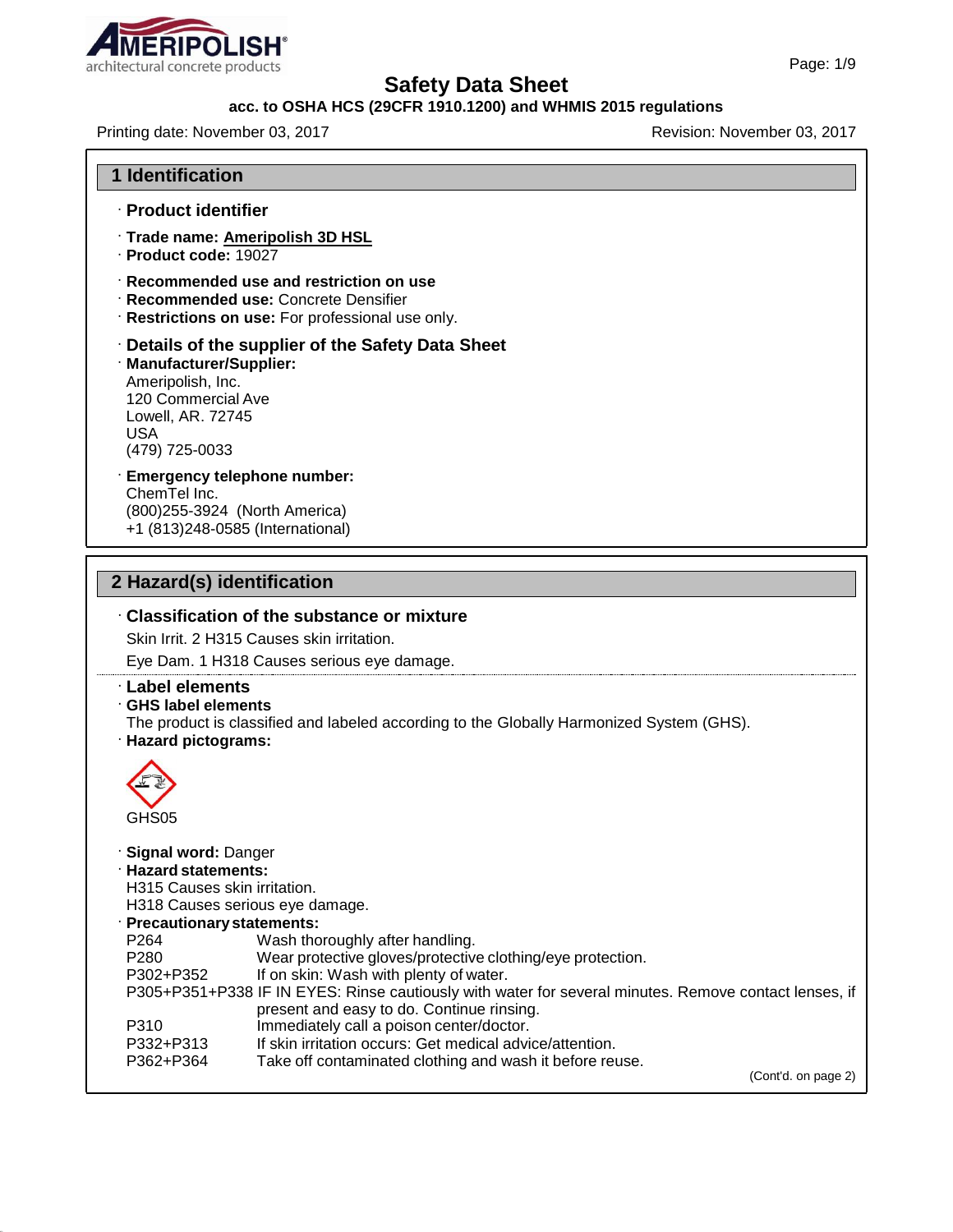# Safety Data Sheet

**acc. to OSHA HCS (29CFR 1910.1200) and WHMIS 2015 regulations**

Printing date: November 03, 2017 Revision: November 03, 2017

## 1 Identification

· **Product identifier**

· **Trade name: Ameripolish 3D HSL**

· **Product code:** 19027

· **Recommended use and restriction on use**

· **Recommended use:** Concrete Densifier

· **Restrictions on use:** For professional use only.

· **Details of the supplier of the Safety Data Sheet**

· **Manufacturer/Supplier:**

Ameripolish, Inc.
120 Commercial Ave
Lowell, AR. 72745
USA
(479) 725-0033

· **Emergency telephone number:**

ChemTel Inc.
(800)255-3924 (North America)
+1 (813)248-0585 (International)

## 2 Hazard(s) identification

· **Classification of the substance or mixture**

Skin Irrit. 2 H315 Causes skin irritation.

Eye Dam. 1 H318 Causes serious eye damage.

· **Label elements**

· **GHS label elements**

The product is classified and labeled according to the Globally Harmonized System (GHS).

· **Hazard pictograms:**

GHS05

· **Signal word:** Danger

· **Hazard statements:**

H315 Causes skin irritation.
H318 Causes serious eye damage.

· **Precautionary statements:**

| | |
|---|---|
| P264 | Wash thoroughly after handling. |
| P280 | Wear protective gloves/protective clothing/eye protection. |
| P302+P352 | If on skin: Wash with plenty of water. |
| P305+P351+P338 | IF IN EYES: Rinse cautiously with water for several minutes. Remove contact lenses, if present and easy to do. Continue rinsing. |
| P310 | Immediately call a poison center/doctor. |
| P332+P313 | If skin irritation occurs: Get medical advice/attention. |
| P362+P364 | Take off contaminated clothing and wash it before reuse. |

(Cont'd. on page 2)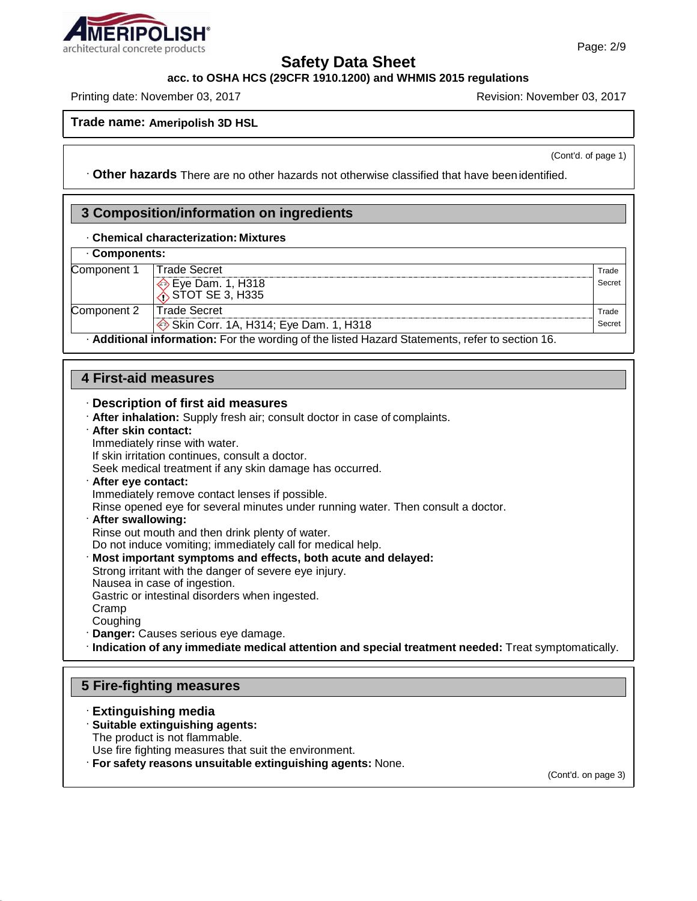**Trade name: Ameripolish 3D HSL**

(Cont'd. of page 1)

· **Other hazards** There are no other hazards not otherwise classified that have been identified.

## 3 Composition/information on ingredients

· **Chemical characterization: Mixtures**

· **Components:**

| | | |
|---|---|---|
| Component 1 | Trade Secret<br>Eye Dam. 1, H318<br>STOT SE 3, H335 | Trade Secret |
| Component 2 | Trade Secret<br>Skin Corr. 1A, H314; Eye Dam. 1, H318 | Trade Secret |

· **Additional information:** For the wording of the listed Hazard Statements, refer to section 16.

## 4 First-aid measures

· **Description of first aid measures**

· **After inhalation:** Supply fresh air; consult doctor in case of complaints.

· **After skin contact:**
Immediately rinse with water.
If skin irritation continues, consult a doctor.
Seek medical treatment if any skin damage has occurred.

· **After eye contact:**
Immediately remove contact lenses if possible.
Rinse opened eye for several minutes under running water. Then consult a doctor.

· **After swallowing:**
Rinse out mouth and then drink plenty of water.
Do not induce vomiting; immediately call for medical help.

· **Most important symptoms and effects, both acute and delayed:**
Strong irritant with the danger of severe eye injury.
Nausea in case of ingestion.
Gastric or intestinal disorders when ingested.
Cramp
Coughing

· **Danger:** Causes serious eye damage.

· **Indication of any immediate medical attention and special treatment needed:** Treat symptomatically.

## 5 Fire-fighting measures

· **Extinguishing media**

· **Suitable extinguishing agents:**
The product is not flammable.
Use fire fighting measures that suit the environment.

· **For safety reasons unsuitable extinguishing agents:** None.

(Cont'd. on page 3)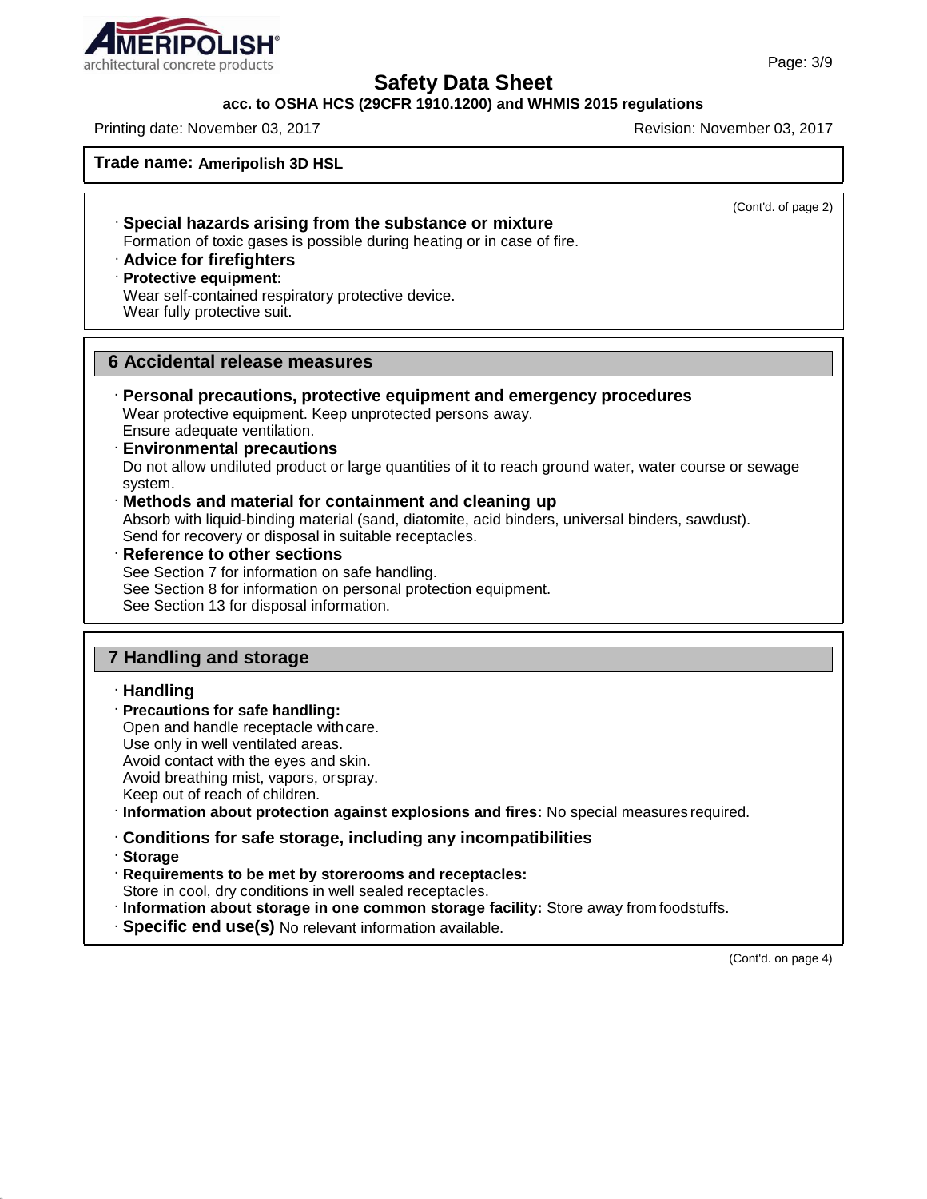Trade name: **Ameripolish 3D HSL**

(Cont'd. of page 2)

· **Special hazards arising from the substance or mixture**
Formation of toxic gases is possible during heating or in case of fire.

· **Advice for firefighters**

· **Protective equipment:**
Wear self-contained respiratory protective device.
Wear fully protective suit.

## 6 Accidental release measures

· **Personal precautions, protective equipment and emergency procedures**
Wear protective equipment. Keep unprotected persons away.
Ensure adequate ventilation.

· **Environmental precautions**
Do not allow undiluted product or large quantities of it to reach ground water, water course or sewage system.

· **Methods and material for containment and cleaning up**
Absorb with liquid-binding material (sand, diatomite, acid binders, universal binders, sawdust).
Send for recovery or disposal in suitable receptacles.

· **Reference to other sections**
See Section 7 for information on safe handling.
See Section 8 for information on personal protection equipment.
See Section 13 for disposal information.

## 7 Handling and storage

· **Handling**

· **Precautions for safe handling:**
Open and handle receptacle with care.
Use only in well ventilated areas.
Avoid contact with the eyes and skin.
Avoid breathing mist, vapors, or spray.
Keep out of reach of children.

· **Information about protection against explosions and fires:** No special measures required.

· **Conditions for safe storage, including any incompatibilities**

· **Storage**

· **Requirements to be met by storerooms and receptacles:**
Store in cool, dry conditions in well sealed receptacles.

· **Information about storage in one common storage facility:** Store away from foodstuffs.

· **Specific end use(s)** No relevant information available.

(Cont'd. on page 4)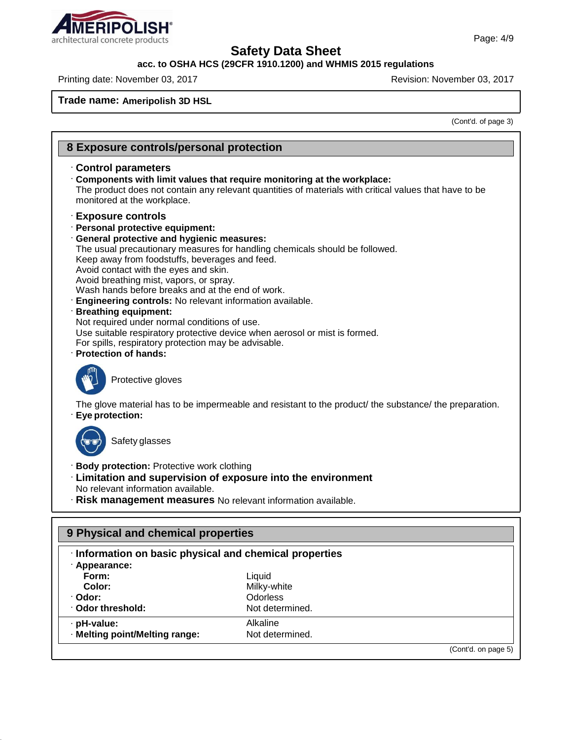**Trade name: Ameripolish 3D HSL**

(Cont'd. of page 3)

## 8 Exposure controls/personal protection

· **Control parameters**

· **Components with limit values that require monitoring at the workplace:**
The product does not contain any relevant quantities of materials with critical values that have to be monitored at the workplace.

· **Exposure controls**

· **Personal protective equipment:**

· **General protective and hygienic measures:**
The usual precautionary measures for handling chemicals should be followed.
Keep away from foodstuffs, beverages and feed.
Avoid contact with the eyes and skin.
Avoid breathing mist, vapors, or spray.
Wash hands before breaks and at the end of work.

· **Engineering controls:** No relevant information available.

· **Breathing equipment:**
Not required under normal conditions of use.
Use suitable respiratory protective device when aerosol or mist is formed.
For spills, respiratory protection may be advisable.

· **Protection of hands:**

Protective gloves

The glove material has to be impermeable and resistant to the product/ the substance/ the preparation.

· **Eye protection:**

Safety glasses

· **Body protection:** Protective work clothing

· **Limitation and supervision of exposure into the environment**
No relevant information available.

· **Risk management measures** No relevant information available.

## 9 Physical and chemical properties

· **Information on basic physical and chemical properties**

| | |
|---|---|
| · **Appearance:** | |
| **Form:** | Liquid |
| **Color:** | Milky-white |
| · **Odor:** | Odorless |
| · **Odor threshold:** | Not determined. |
| · **pH-value:** | Alkaline |
| · **Melting point/Melting range:** | Not determined. |

(Cont'd. on page 5)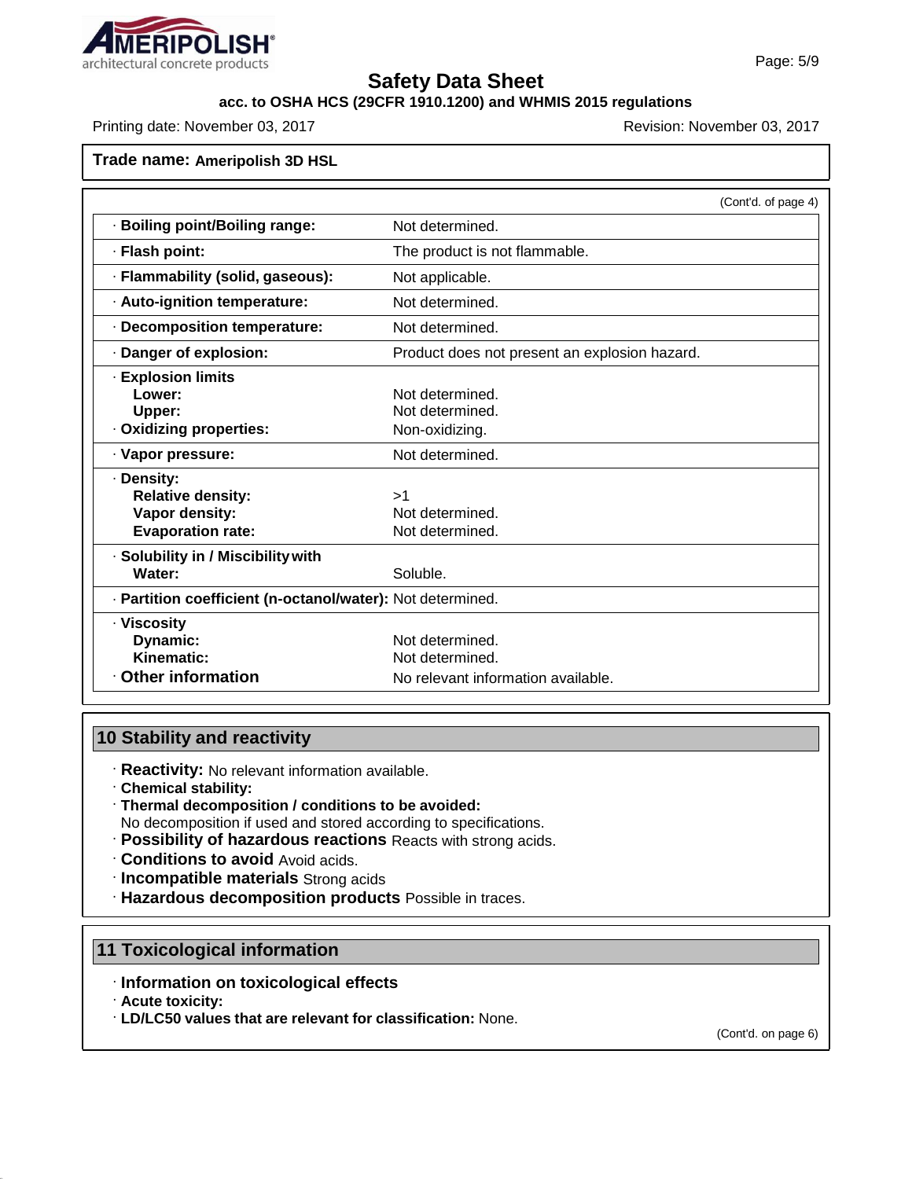# Safety Data Sheet

**acc. to OSHA HCS (29CFR 1910.1200) and WHMIS 2015 regulations**

Printing date: November 03, 2017 | Revision: November 03, 2017

**Trade name: Ameripolish 3D HSL**

(Cont'd. of page 4)

| Property | Value |
|---|---|
| · **Boiling point/Boiling range:** | Not determined. |
| · **Flash point:** | The product is not flammable. |
| · **Flammability (solid, gaseous):** | Not applicable. |
| · **Auto-ignition temperature:** | Not determined. |
| · **Decomposition temperature:** | Not determined. |
| · **Danger of explosion:** | Product does not present an explosion hazard. |
| · **Explosion limits** | |
| **Lower:** | Not determined. |
| **Upper:** | Not determined. |
| · **Oxidizing properties:** | Non-oxidizing. |
| · **Vapor pressure:** | Not determined. |
| · **Density:** | |
| **Relative density:** | >1 |
| **Vapor density:** | Not determined. |
| **Evaporation rate:** | Not determined. |
| · **Solubility in / Miscibility with** | |
| **Water:** | Soluble. |
| · **Partition coefficient (n-octanol/water):** | Not determined. |
| · **Viscosity** | |
| **Dynamic:** | Not determined. |
| **Kinematic:** | Not determined. |
| · **Other information** | No relevant information available. |

## 10 Stability and reactivity

· **Reactivity:** No relevant information available.
· **Chemical stability:**
· **Thermal decomposition / conditions to be avoided:**
No decomposition if used and stored according to specifications.
· **Possibility of hazardous reactions** Reacts with strong acids.
· **Conditions to avoid** Avoid acids.
· **Incompatible materials** Strong acids
· **Hazardous decomposition products** Possible in traces.

## 11 Toxicological information

· **Information on toxicological effects**
· **Acute toxicity:**
· **LD/LC50 values that are relevant for classification:** None.

(Cont'd. on page 6)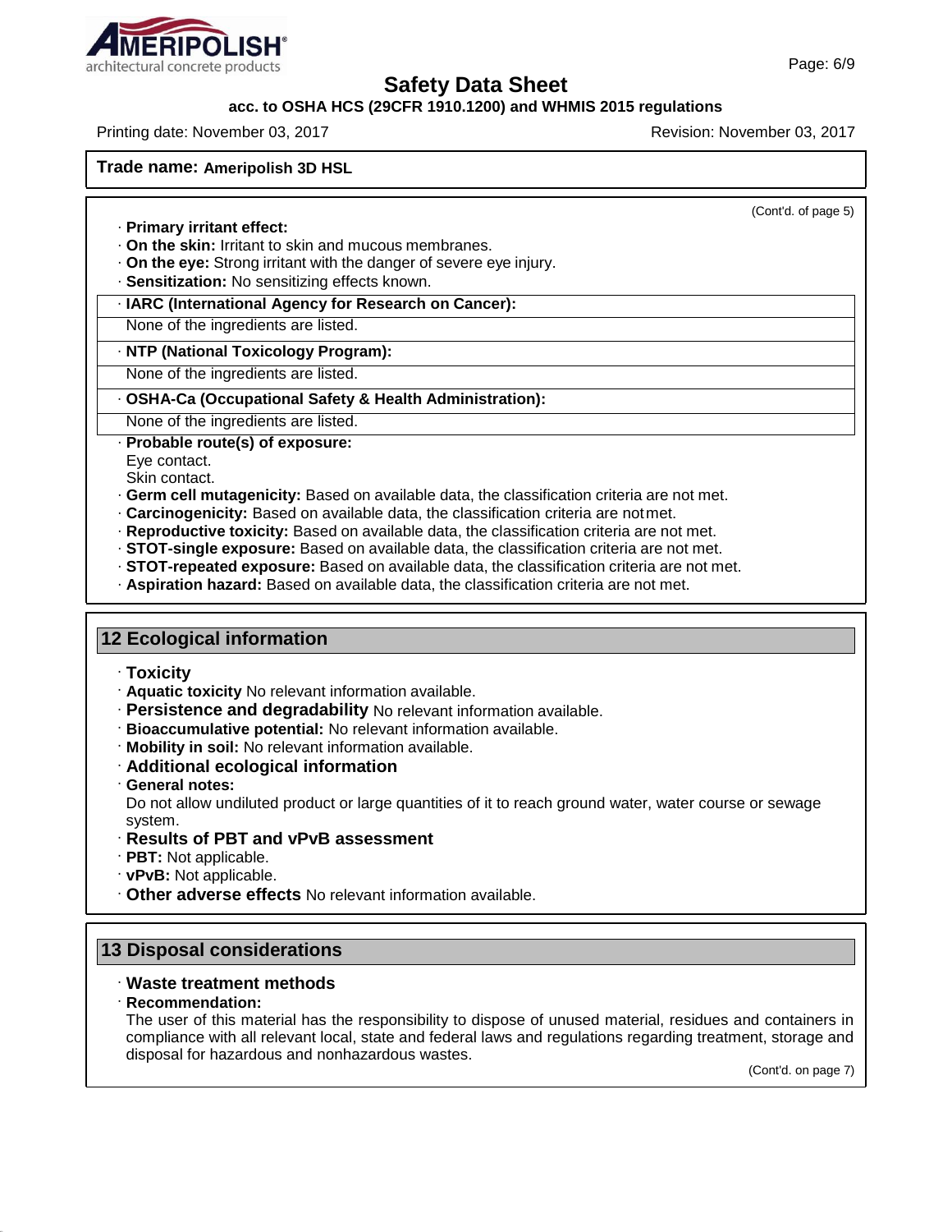**Trade name: Ameripolish 3D HSL**

(Cont'd. of page 5)

· **Primary irritant effect:**
· **On the skin:** Irritant to skin and mucous membranes.
· **On the eye:** Strong irritant with the danger of severe eye injury.
· **Sensitization:** No sensitizing effects known.

· **IARC (International Agency for Research on Cancer):**
None of the ingredients are listed.

· **NTP (National Toxicology Program):**
None of the ingredients are listed.

· **OSHA-Ca (Occupational Safety & Health Administration):**
None of the ingredients are listed.

· **Probable route(s) of exposure:**
Eye contact.
Skin contact.
· **Germ cell mutagenicity:** Based on available data, the classification criteria are not met.
· **Carcinogenicity:** Based on available data, the classification criteria are not met.
· **Reproductive toxicity:** Based on available data, the classification criteria are not met.
· **STOT-single exposure:** Based on available data, the classification criteria are not met.
· **STOT-repeated exposure:** Based on available data, the classification criteria are not met.
· **Aspiration hazard:** Based on available data, the classification criteria are not met.

## 12 Ecological information

· **Toxicity**
· **Aquatic toxicity** No relevant information available.
· **Persistence and degradability** No relevant information available.
· **Bioaccumulative potential:** No relevant information available.
· **Mobility in soil:** No relevant information available.
· **Additional ecological information**
· **General notes:**
Do not allow undiluted product or large quantities of it to reach ground water, water course or sewage system.
· **Results of PBT and vPvB assessment**
· **PBT:** Not applicable.
· **vPvB:** Not applicable.
· **Other adverse effects** No relevant information available.

## 13 Disposal considerations

· **Waste treatment methods**
· **Recommendation:**
The user of this material has the responsibility to dispose of unused material, residues and containers in compliance with all relevant local, state and federal laws and regulations regarding treatment, storage and disposal for hazardous and nonhazardous wastes.

(Cont'd. on page 7)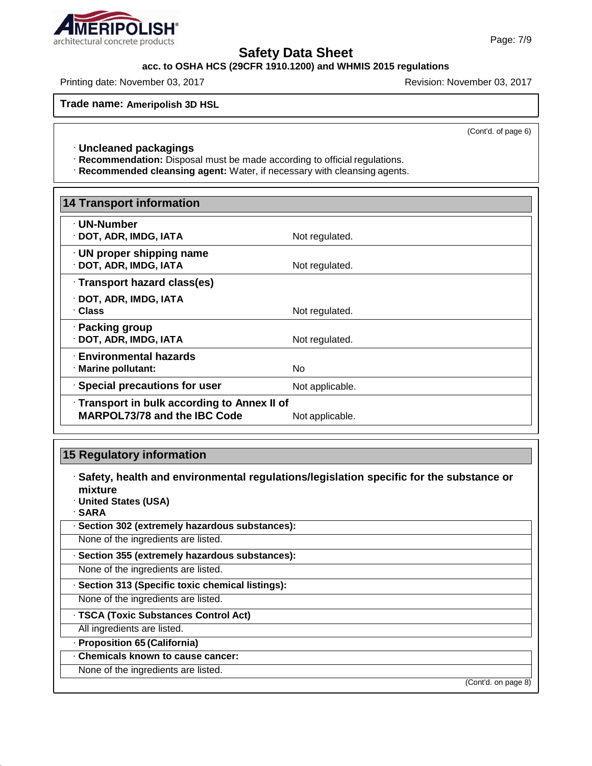**Trade name: Ameripolish 3D HSL**

(Cont'd. of page 6)

· **Uncleaned packagings**
· **Recommendation:** Disposal must be made according to official regulations.
· **Recommended cleansing agent:** Water, if necessary with cleansing agents.

## 14 Transport information

| | |
|---|---|
| · **UN-Number** | |
| · **DOT, ADR, IMDG, IATA** | Not regulated. |
| · **UN proper shipping name** | |
| · **DOT, ADR, IMDG, IATA** | Not regulated. |
| · **Transport hazard class(es)** | |
| · **DOT, ADR, IMDG, IATA** | |
| · **Class** | Not regulated. |
| · **Packing group** | |
| · **DOT, ADR, IMDG, IATA** | Not regulated. |
| · **Environmental hazards** | |
| · **Marine pollutant:** | No |
| · **Special precautions for user** | Not applicable. |
| · **Transport in bulk according to Annex II of MARPOL73/78 and the IBC Code** | Not applicable. |

## 15 Regulatory information

· **Safety, health and environmental regulations/legislation specific for the substance or mixture**
· **United States (USA)**
· **SARA**

· **Section 302 (extremely hazardous substances):**
None of the ingredients are listed.

· **Section 355 (extremely hazardous substances):**
None of the ingredients are listed.

· **Section 313 (Specific toxic chemical listings):**
None of the ingredients are listed.

· **TSCA (Toxic Substances Control Act)**
All ingredients are listed.

· **Proposition 65 (California)**

· **Chemicals known to cause cancer:**
None of the ingredients are listed.

(Cont'd. on page 8)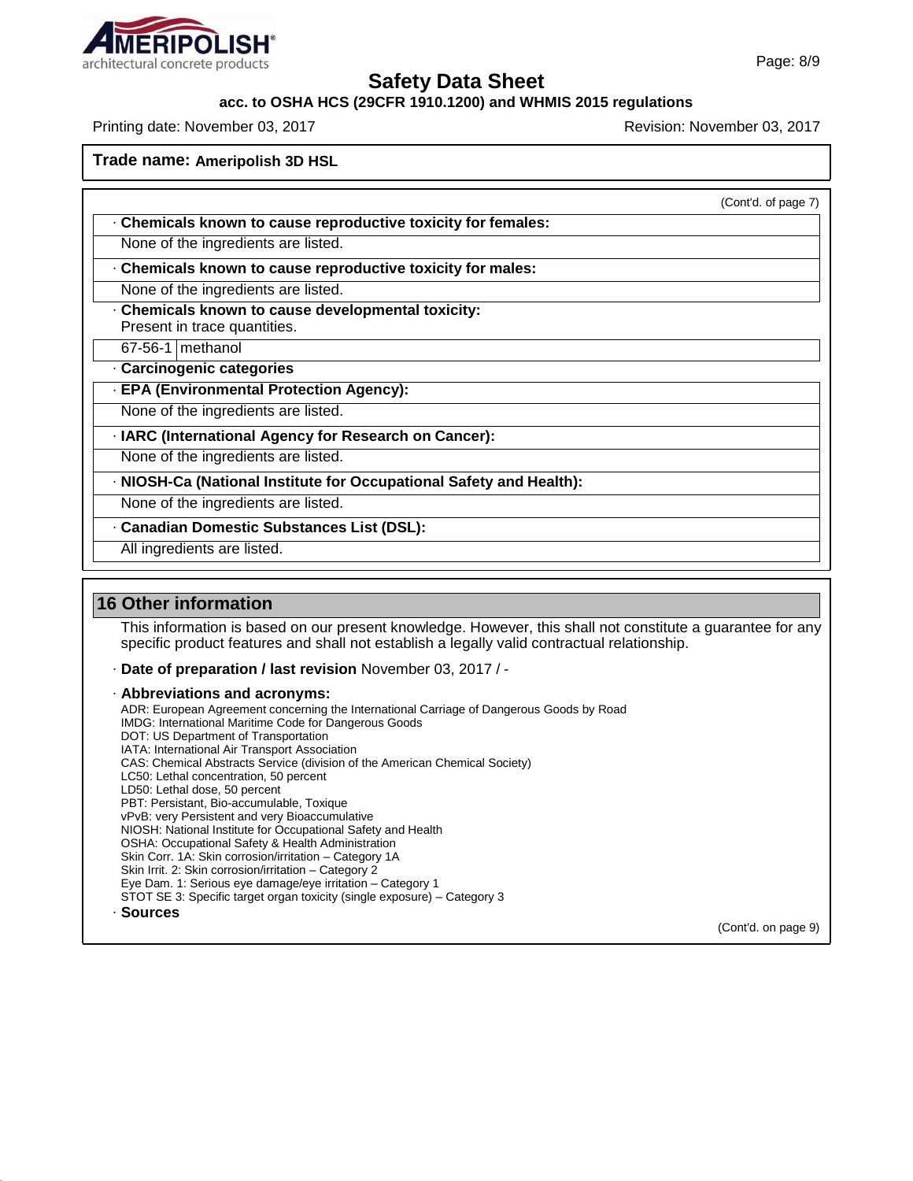(Cont'd. of page 7)

· **Chemicals known to cause reproductive toxicity for females:**

None of the ingredients are listed.

· **Chemicals known to cause reproductive toxicity for males:**

None of the ingredients are listed.

· **Chemicals known to cause developmental toxicity:**
Present in trace quantities.

| 67-56-1 | methanol |
|---|---|

· **Carcinogenic categories**

· **EPA (Environmental Protection Agency):**

None of the ingredients are listed.

· **IARC (International Agency for Research on Cancer):**

None of the ingredients are listed.

· **NIOSH-Ca (National Institute for Occupational Safety and Health):**

None of the ingredients are listed.

· **Canadian Domestic Substances List (DSL):**

All ingredients are listed.

## 16 Other information

This information is based on our present knowledge. However, this shall not constitute a guarantee for any specific product features and shall not establish a legally valid contractual relationship.

· **Date of preparation / last revision** November 03, 2017 / -

· **Abbreviations and acronyms:**

ADR: European Agreement concerning the International Carriage of Dangerous Goods by Road
IMDG: International Maritime Code for Dangerous Goods
DOT: US Department of Transportation
IATA: International Air Transport Association
CAS: Chemical Abstracts Service (division of the American Chemical Society)
LC50: Lethal concentration, 50 percent
LD50: Lethal dose, 50 percent
PBT: Persistant, Bio-accumulable, Toxique
vPvB: very Persistent and very Bioaccumulative
NIOSH: National Institute for Occupational Safety and Health
OSHA: Occupational Safety & Health Administration
Skin Corr. 1A: Skin corrosion/irritation – Category 1A
Skin Irrit. 2: Skin corrosion/irritation – Category 2
Eye Dam. 1: Serious eye damage/eye irritation – Category 1
STOT SE 3: Specific target organ toxicity (single exposure) – Category 3

· **Sources**

(Cont'd. on page 9)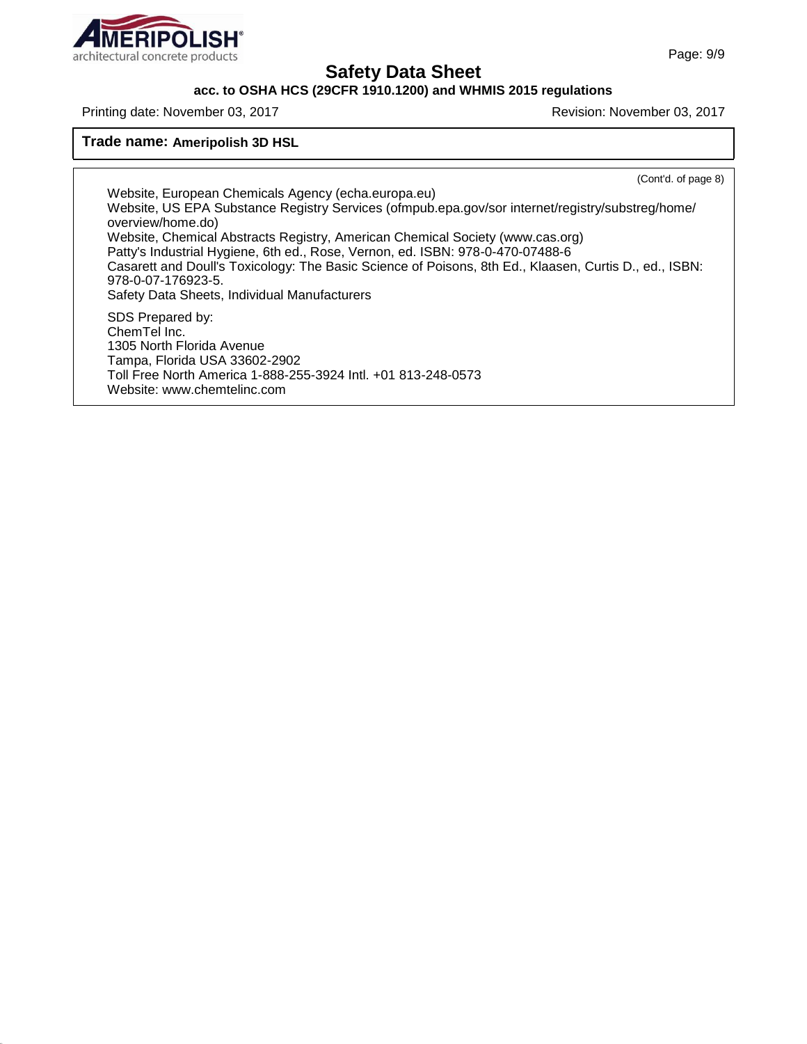**Trade name: Ameripolish 3D HSL**

(Cont'd. of page 8)

Website, European Chemicals Agency (echa.europa.eu)
Website, US EPA Substance Registry Services (ofmpub.epa.gov/sor internet/registry/substreg/home/overview/home.do)
Website, Chemical Abstracts Registry, American Chemical Society (www.cas.org)
Patty's Industrial Hygiene, 6th ed., Rose, Vernon, ed. ISBN: 978-0-470-07488-6
Casarett and Doull's Toxicology: The Basic Science of Poisons, 8th Ed., Klaasen, Curtis D., ed., ISBN: 978-0-07-176923-5.
Safety Data Sheets, Individual Manufacturers

SDS Prepared by:
ChemTel Inc.
1305 North Florida Avenue
Tampa, Florida USA 33602-2902
Toll Free North America 1-888-255-3924 Intl. +01 813-248-0573
Website: www.chemtelinc.com